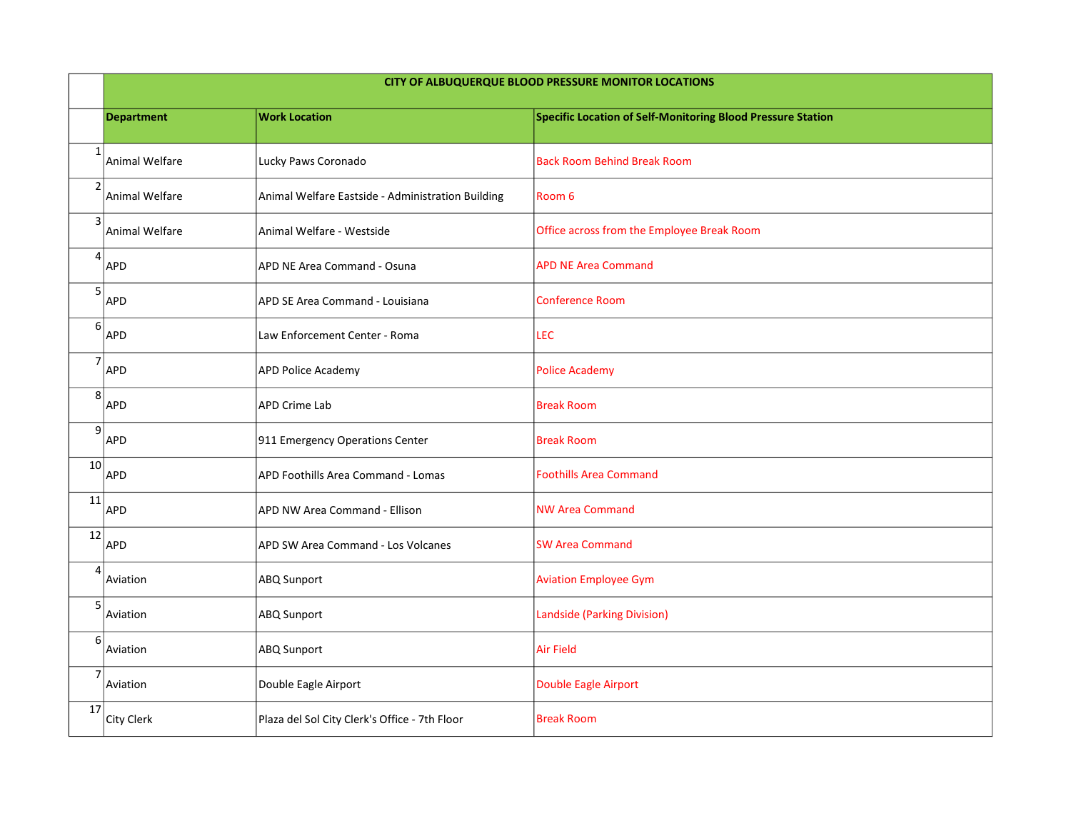| | CITY OF ALBUQUERQUE BLOOD PRESSURE MONITOR LOCATIONS | | |
|---|---|---|---|
| | **Department** | **Work Location** | **Specific Location of Self-Monitoring Blood Pressure Station** |
| 1 | Animal Welfare | Lucky Paws Coronado | Back Room Behind Break Room |
| 2 | Animal Welfare | Animal Welfare Eastside - Administration Building | Room 6 |
| 3 | Animal Welfare | Animal Welfare - Westside | Office across from the Employee Break Room |
| 4 | APD | APD NE Area Command - Osuna | APD NE Area Command |
| 5 | APD | APD SE Area Command - Louisiana | Conference Room |
| 6 | APD | Law Enforcement Center - Roma | LEC |
| 7 | APD | APD Police Academy | Police Academy |
| 8 | APD | APD Crime Lab | Break Room |
| 9 | APD | 911 Emergency Operations Center | Break Room |
| 10 | APD | APD Foothills Area Command - Lomas | Foothills Area Command |
| 11 | APD | APD NW Area Command - Ellison | NW Area Command |
| 12 | APD | APD SW Area Command - Los Volcanes | SW Area Command |
| 4 | Aviation | ABQ Sunport | Aviation Employee Gym |
| 5 | Aviation | ABQ Sunport | Landside (Parking Division) |
| 6 | Aviation | ABQ Sunport | Air Field |
| 7 | Aviation | Double Eagle Airport | Double Eagle Airport |
| 17 | City Clerk | Plaza del Sol City Clerk's Office - 7th Floor | Break Room |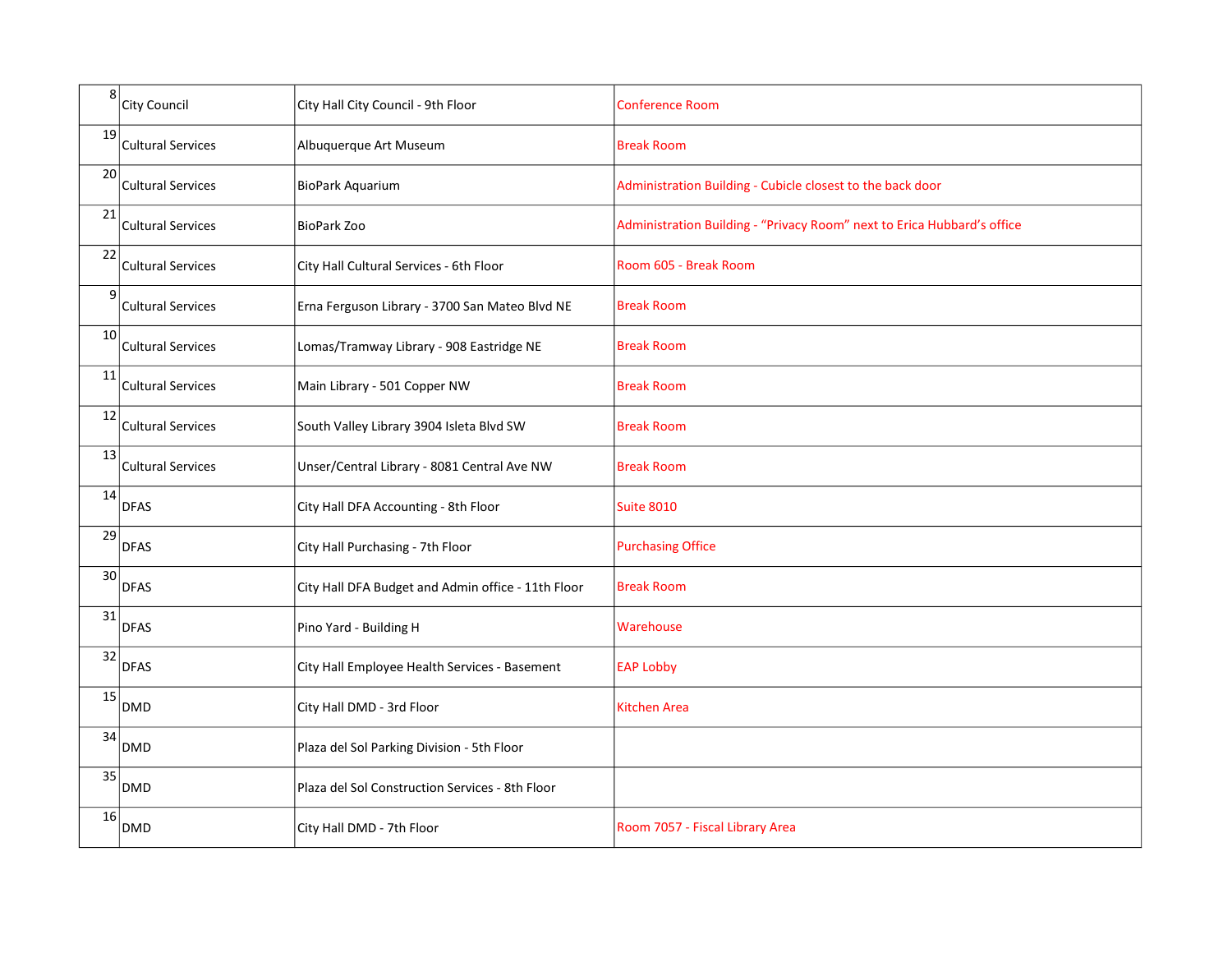| | | | |
|---|---|---|---|
| 8 | City Council | City Hall City Council - 9th Floor | Conference Room |
| 19 | Cultural Services | Albuquerque Art Museum | Break Room |
| 20 | Cultural Services | BioPark Aquarium | Administration Building - Cubicle closest to the back door |
| 21 | Cultural Services | BioPark Zoo | Administration Building - "Privacy Room" next to Erica Hubbard's office |
| 22 | Cultural Services | City Hall Cultural Services - 6th Floor | Room 605 - Break Room |
| 9 | Cultural Services | Erna Ferguson Library - 3700 San Mateo Blvd NE | Break Room |
| 10 | Cultural Services | Lomas/Tramway Library - 908 Eastridge NE | Break Room |
| 11 | Cultural Services | Main Library - 501 Copper NW | Break Room |
| 12 | Cultural Services | South Valley Library 3904 Isleta Blvd SW | Break Room |
| 13 | Cultural Services | Unser/Central Library - 8081 Central Ave NW | Break Room |
| 14 | DFAS | City Hall DFA Accounting - 8th Floor | Suite 8010 |
| 29 | DFAS | City Hall Purchasing - 7th Floor | Purchasing Office |
| 30 | DFAS | City Hall DFA Budget and Admin office - 11th Floor | Break Room |
| 31 | DFAS | Pino Yard - Building H | Warehouse |
| 32 | DFAS | City Hall Employee Health Services - Basement | EAP Lobby |
| 15 | DMD | City Hall DMD - 3rd Floor | Kitchen Area |
| 34 | DMD | Plaza del Sol Parking Division - 5th Floor | |
| 35 | DMD | Plaza del Sol Construction Services - 8th Floor | |
| 16 | DMD | City Hall DMD - 7th Floor | Room 7057 - Fiscal Library Area |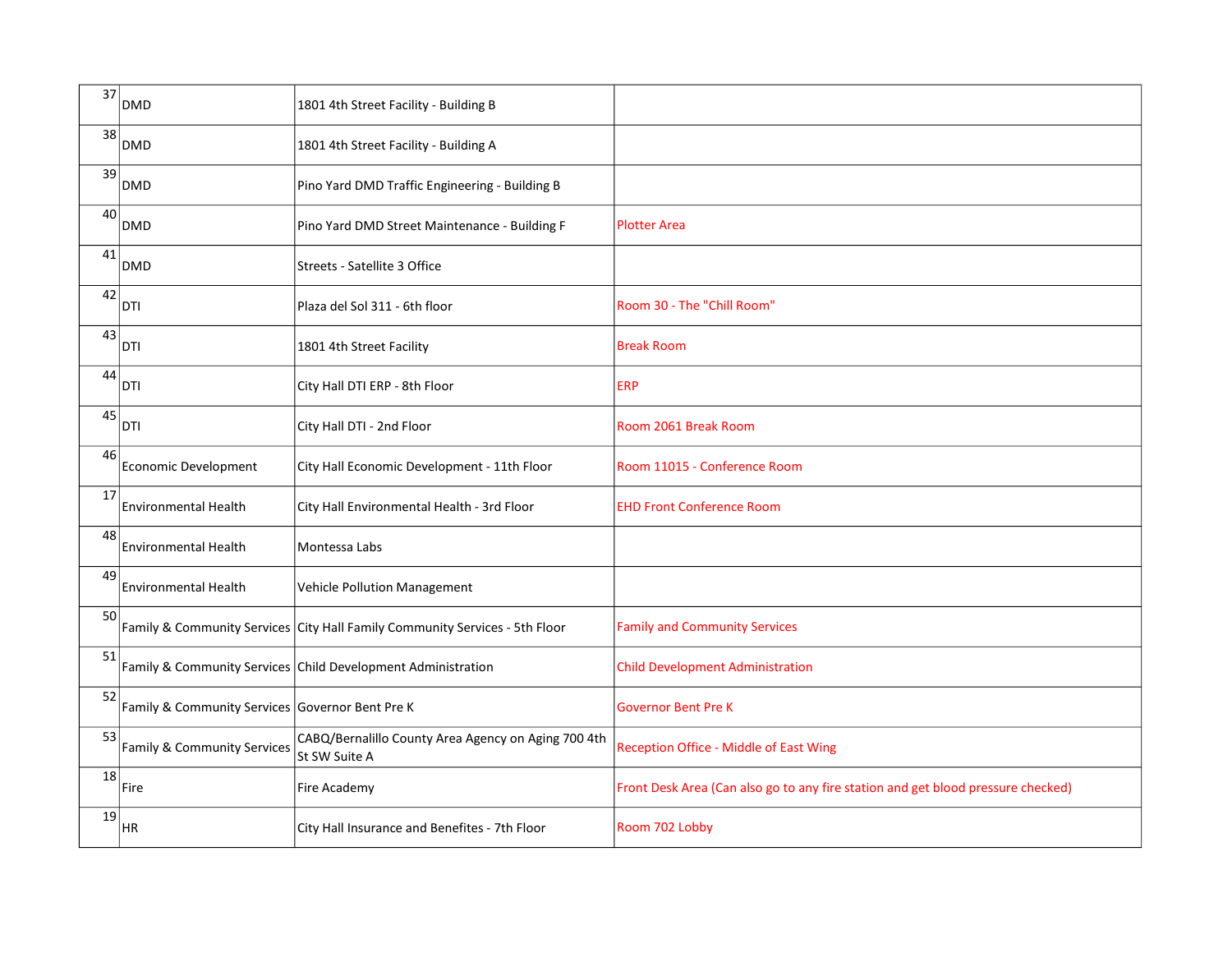| | | | |
|---|---|---|---|
| 37 | DMD | 1801 4th Street Facility - Building B | |
| 38 | DMD | 1801 4th Street Facility - Building A | |
| 39 | DMD | Pino Yard DMD Traffic Engineering - Building B | |
| 40 | DMD | Pino Yard DMD Street Maintenance - Building F | Plotter Area |
| 41 | DMD | Streets - Satellite 3 Office | |
| 42 | DTI | Plaza del Sol 311 - 6th floor | Room 30 - The "Chill Room" |
| 43 | DTI | 1801 4th Street Facility | Break Room |
| 44 | DTI | City Hall DTI ERP - 8th Floor | ERP |
| 45 | DTI | City Hall DTI - 2nd Floor | Room 2061 Break Room |
| 46 | Economic Development | City Hall Economic Development - 11th Floor | Room 11015 - Conference Room |
| 17 | Environmental Health | City Hall Environmental Health - 3rd Floor | EHD Front Conference Room |
| 48 | Environmental Health | Montessa Labs | |
| 49 | Environmental Health | Vehicle Pollution Management | |
| 50 | Family & Community Services | City Hall Family Community Services - 5th Floor | Family and Community Services |
| 51 | Family & Community Services | Child Development Administration | Child Development Administration |
| 52 | Family & Community Services | Governor Bent Pre K | Governor Bent Pre K |
| 53 | Family & Community Services | CABQ/Bernalillo County Area Agency on Aging 700 4th St SW Suite A | Reception Office - Middle of East Wing |
| 18 | Fire | Fire Academy | Front Desk Area (Can also go to any fire station and get blood pressure checked) |
| 19 | HR | City Hall Insurance and Benefites - 7th Floor | Room 702 Lobby |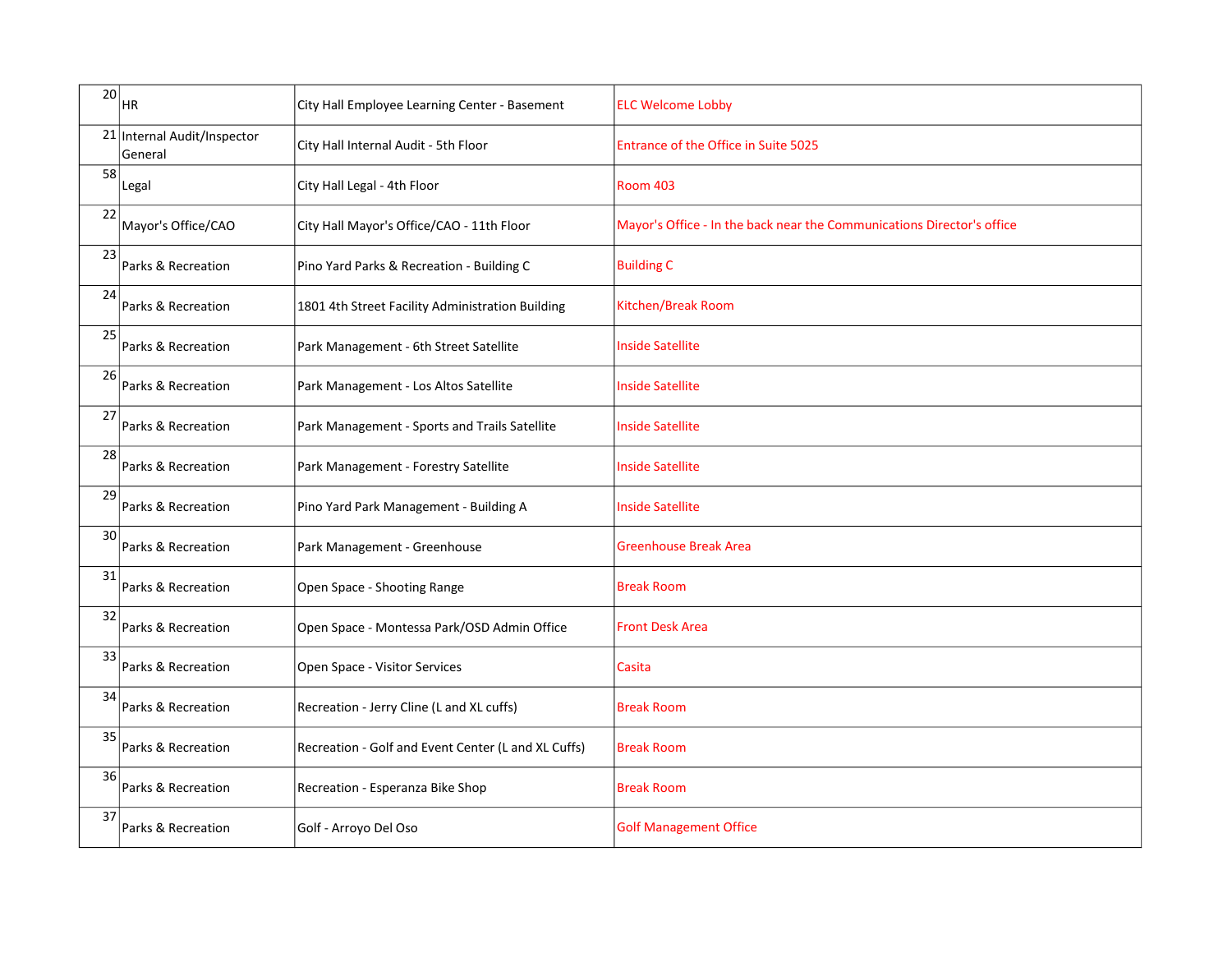| | | | |
|---|---|---|---|
| 20 | HR | City Hall Employee Learning Center - Basement | ELC Welcome Lobby |
| 21 | Internal Audit/Inspector General | City Hall Internal Audit - 5th Floor | Entrance of the Office in Suite 5025 |
| 58 | Legal | City Hall Legal - 4th Floor | Room 403 |
| 22 | Mayor's Office/CAO | City Hall Mayor's Office/CAO - 11th Floor | Mayor's Office - In the back near the Communications Director's office |
| 23 | Parks & Recreation | Pino Yard Parks & Recreation - Building C | Building C |
| 24 | Parks & Recreation | 1801 4th Street Facility Administration Building | Kitchen/Break Room |
| 25 | Parks & Recreation | Park Management - 6th Street Satellite | Inside Satellite |
| 26 | Parks & Recreation | Park Management - Los Altos Satellite | Inside Satellite |
| 27 | Parks & Recreation | Park Management - Sports and Trails Satellite | Inside Satellite |
| 28 | Parks & Recreation | Park Management - Forestry Satellite | Inside Satellite |
| 29 | Parks & Recreation | Pino Yard Park Management - Building A | Inside Satellite |
| 30 | Parks & Recreation | Park Management - Greenhouse | Greenhouse Break Area |
| 31 | Parks & Recreation | Open Space - Shooting Range | Break Room |
| 32 | Parks & Recreation | Open Space - Montessa Park/OSD Admin Office | Front Desk Area |
| 33 | Parks & Recreation | Open Space - Visitor Services | Casita |
| 34 | Parks & Recreation | Recreation - Jerry Cline (L and XL cuffs) | Break Room |
| 35 | Parks & Recreation | Recreation - Golf and Event Center (L and XL Cuffs) | Break Room |
| 36 | Parks & Recreation | Recreation - Esperanza Bike Shop | Break Room |
| 37 | Parks & Recreation | Golf - Arroyo Del Oso | Golf Management Office |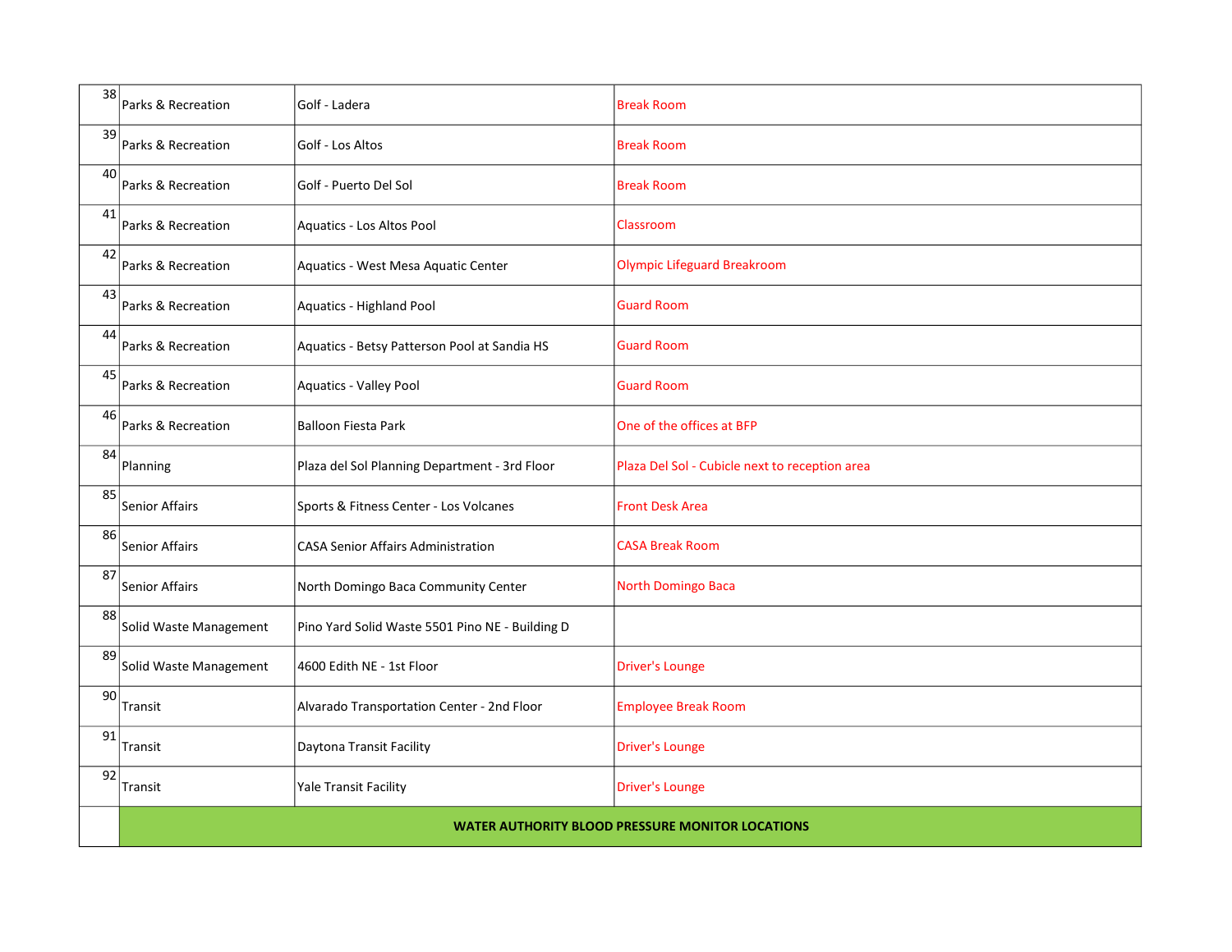| 38 | Parks & Recreation | Golf - Ladera | Break Room |
|---|---|---|---|
| 39 | Parks & Recreation | Golf - Los Altos | Break Room |
| 40 | Parks & Recreation | Golf - Puerto Del Sol | Break Room |
| 41 | Parks & Recreation | Aquatics - Los Altos Pool | Classroom |
| 42 | Parks & Recreation | Aquatics - West Mesa Aquatic Center | Olympic Lifeguard Breakroom |
| 43 | Parks & Recreation | Aquatics - Highland Pool | Guard Room |
| 44 | Parks & Recreation | Aquatics - Betsy Patterson Pool at Sandia HS | Guard Room |
| 45 | Parks & Recreation | Aquatics - Valley Pool | Guard Room |
| 46 | Parks & Recreation | Balloon Fiesta Park | One of the offices at BFP |
| 84 | Planning | Plaza del Sol Planning Department - 3rd Floor | Plaza Del Sol - Cubicle next to reception area |
| 85 | Senior Affairs | Sports & Fitness Center - Los Volcanes | Front Desk Area |
| 86 | Senior Affairs | CASA Senior Affairs Administration | CASA Break Room |
| 87 | Senior Affairs | North Domingo Baca Community Center | North Domingo Baca |
| 88 | Solid Waste Management | Pino Yard Solid Waste 5501 Pino NE - Building D | |
| 89 | Solid Waste Management | 4600 Edith NE - 1st Floor | Driver's Lounge |
| 90 | Transit | Alvarado Transportation Center - 2nd Floor | Employee Break Room |
| 91 | Transit | Daytona Transit Facility | Driver's Lounge |
| 92 | Transit | Yale Transit Facility | Driver's Lounge |
| | **WATER AUTHORITY BLOOD PRESSURE MONITOR LOCATIONS** | | |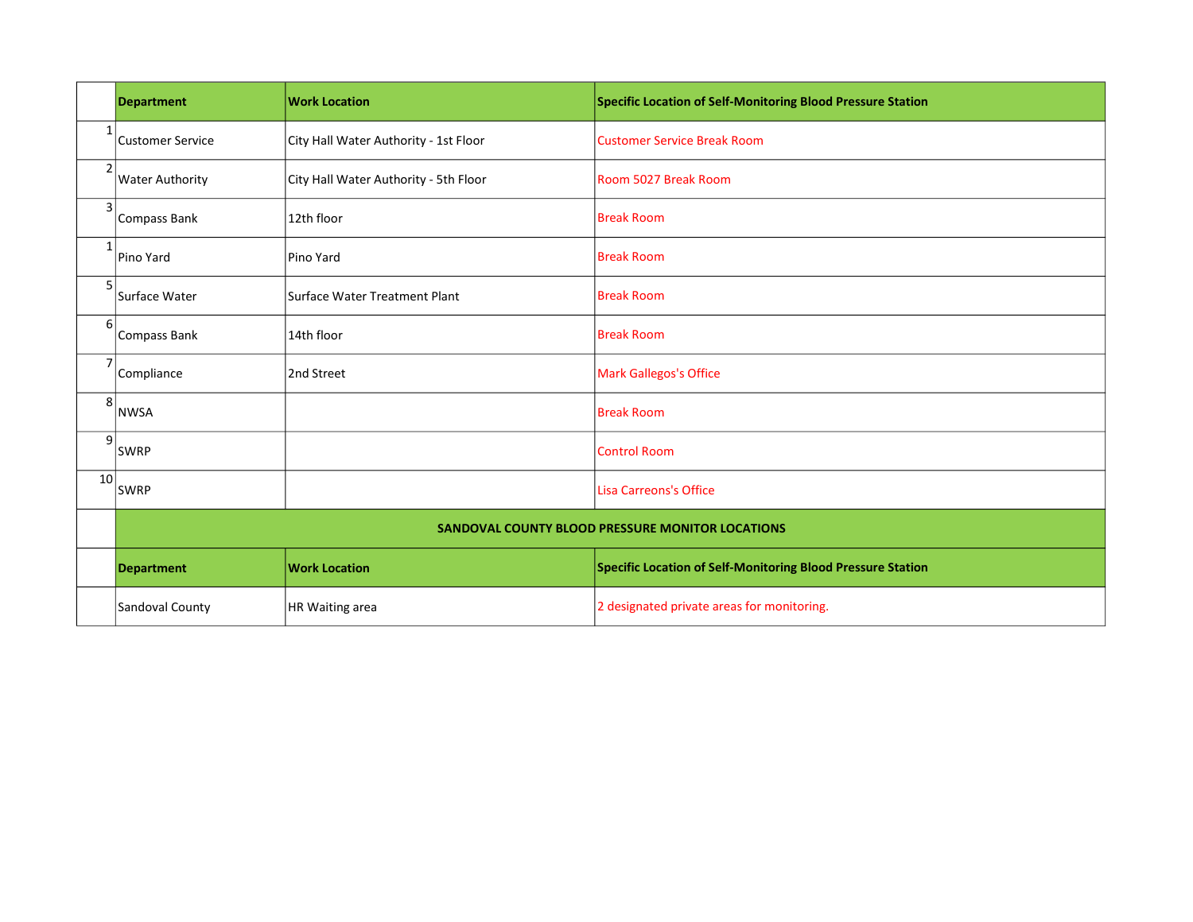| | Department | Work Location | Specific Location of Self-Monitoring Blood Pressure Station |
|---|---|---|---|
| 1 | Customer Service | City Hall Water Authority - 1st Floor | Customer Service Break Room |
| 2 | Water Authority | City Hall Water Authority - 5th Floor | Room 5027 Break Room |
| 3 | Compass Bank | 12th floor | Break Room |
| 1 | Pino Yard | Pino Yard | Break Room |
| 5 | Surface Water | Surface Water Treatment Plant | Break Room |
| 6 | Compass Bank | 14th floor | Break Room |
| 7 | Compliance | 2nd Street | Mark Gallegos's Office |
| 8 | NWSA | | Break Room |
| 9 | SWRP | | Control Room |
| 10 | SWRP | | Lisa Carreons's Office |
| | **SANDOVAL COUNTY BLOOD PRESSURE MONITOR LOCATIONS** | | |
| | **Department** | **Work Location** | **Specific Location of Self-Monitoring Blood Pressure Station** |
| | Sandoval County | HR Waiting area | 2 designated private areas for monitoring. |